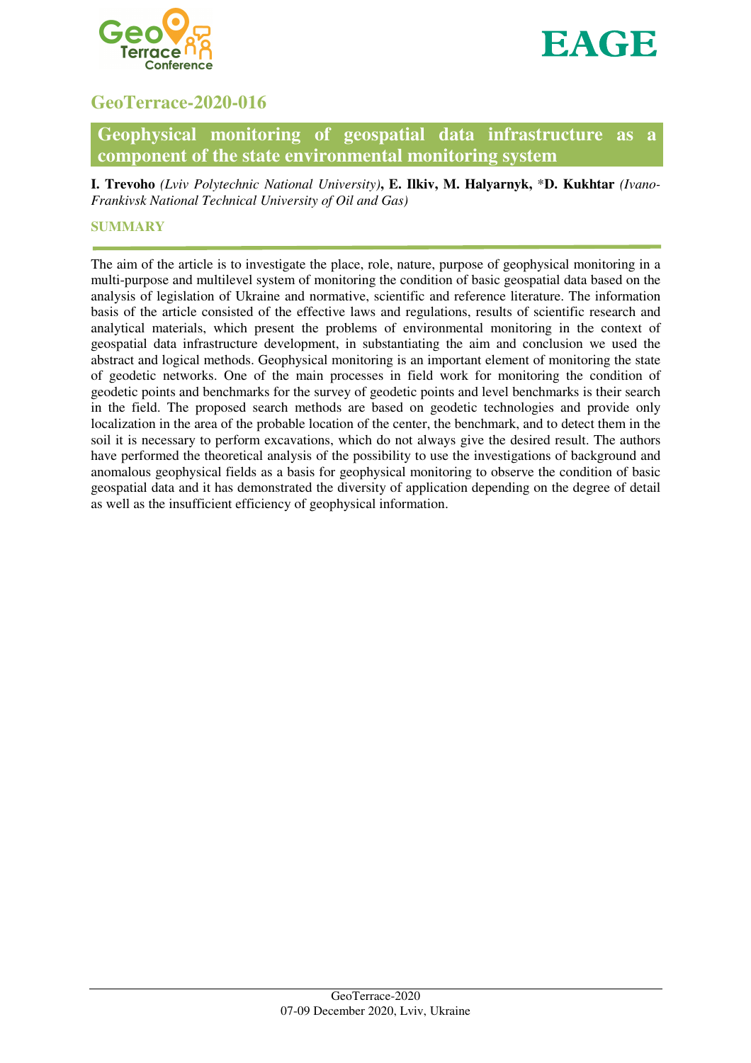## GeoTerrace-2020-016

# Geophysical monitoring of geospatial data infrastructure as a component of the state environmental monitoring system

**I. Trevoho** *(Lviv Polytechnic National University)***, E. Ilkiv, M. Halyarnyk,** \***D. Kukhtar** *(Ivano-Frankivsk National Technical University of Oil and Gas)*

### SUMMARY

The aim of the article is to investigate the place, role, nature, purpose of geophysical monitoring in a multi-purpose and multilevel system of monitoring the condition of basic geospatial data based on the analysis of legislation of Ukraine and normative, scientific and reference literature. The information basis of the article consisted of the effective laws and regulations, results of scientific research and analytical materials, which present the problems of environmental monitoring in the context of geospatial data infrastructure development, in substantiating the aim and conclusion we used the abstract and logical methods. Geophysical monitoring is an important element of monitoring the state of geodetic networks. One of the main processes in field work for monitoring the condition of geodetic points and benchmarks for the survey of geodetic points and level benchmarks is their search in the field. The proposed search methods are based on geodetic technologies and provide only localization in the area of the probable location of the center, the benchmark, and to detect them in the soil it is necessary to perform excavations, which do not always give the desired result. The authors have performed the theoretical analysis of the possibility to use the investigations of background and anomalous geophysical fields as a basis for geophysical monitoring to observe the condition of basic geospatial data and it has demonstrated the diversity of application depending on the degree of detail as well as the insufficient efficiency of geophysical information.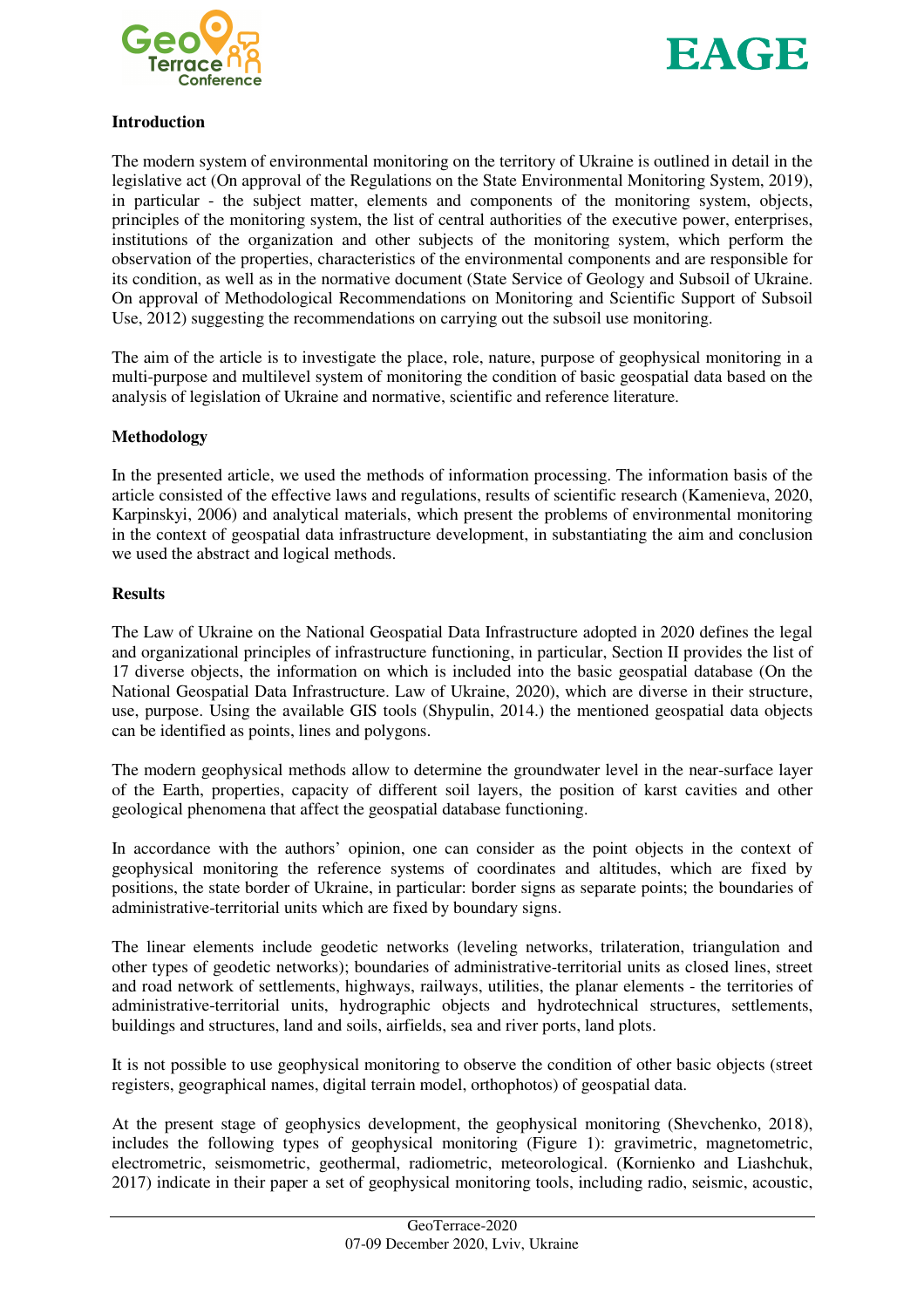## Introduction

The modern system of environmental monitoring on the territory of Ukraine is outlined in detail in the legislative act (On approval of the Regulations on the State Environmental Monitoring System, 2019), in particular - the subject matter, elements and components of the monitoring system, objects, principles of the monitoring system, the list of central authorities of the executive power, enterprises, institutions of the organization and other subjects of the monitoring system, which perform the observation of the properties, characteristics of the environmental components and are responsible for its condition, as well as in the normative document (State Service of Geology and Subsoil of Ukraine. On approval of Methodological Recommendations on Monitoring and Scientific Support of Subsoil Use, 2012) suggesting the recommendations on carrying out the subsoil use monitoring.

The aim of the article is to investigate the place, role, nature, purpose of geophysical monitoring in a multi-purpose and multilevel system of monitoring the condition of basic geospatial data based on the analysis of legislation of Ukraine and normative, scientific and reference literature.

## Methodology

In the presented article, we used the methods of information processing. The information basis of the article consisted of the effective laws and regulations, results of scientific research (Kamenieva, 2020, Karpinskyi, 2006) and analytical materials, which present the problems of environmental monitoring in the context of geospatial data infrastructure development, in substantiating the aim and conclusion we used the abstract and logical methods.

## Results

The Law of Ukraine on the National Geospatial Data Infrastructure adopted in 2020 defines the legal and organizational principles of infrastructure functioning, in particular, Section II provides the list of 17 diverse objects, the information on which is included into the basic geospatial database (On the National Geospatial Data Infrastructure. Law of Ukraine, 2020), which are diverse in their structure, use, purpose. Using the available GIS tools (Shypulin, 2014.) the mentioned geospatial data objects can be identified as points, lines and polygons.

The modern geophysical methods allow to determine the groundwater level in the near-surface layer of the Earth, properties, capacity of different soil layers, the position of karst cavities and other geological phenomena that affect the geospatial database functioning.

In accordance with the authors' opinion, one can consider as the point objects in the context of geophysical monitoring the reference systems of coordinates and altitudes, which are fixed by positions, the state border of Ukraine, in particular: border signs as separate points; the boundaries of administrative-territorial units which are fixed by boundary signs.

The linear elements include geodetic networks (leveling networks, trilateration, triangulation and other types of geodetic networks); boundaries of administrative-territorial units as closed lines, street and road network of settlements, highways, railways, utilities, the planar elements - the territories of administrative-territorial units, hydrographic objects and hydrotechnical structures, settlements, buildings and structures, land and soils, airfields, sea and river ports, land plots.

It is not possible to use geophysical monitoring to observe the condition of other basic objects (street registers, geographical names, digital terrain model, orthophotos) of geospatial data.

At the present stage of geophysics development, the geophysical monitoring (Shevchenko, 2018), includes the following types of geophysical monitoring (Figure 1): gravimetric, magnetometric, electrometric, seismometric, geothermal, radiometric, meteorological. (Kornienko and Liashchuk, 2017) indicate in their paper a set of geophysical monitoring tools, including radio, seismic, acoustic,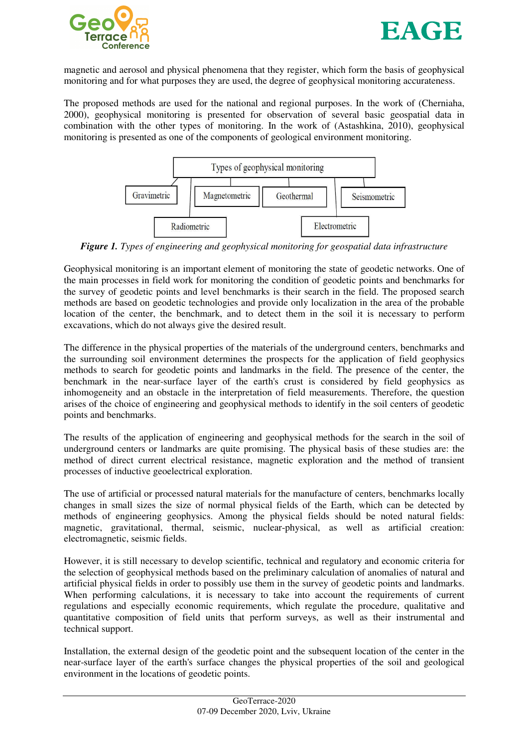magnetic and aerosol and physical phenomena that they register, which form the basis of geophysical monitoring and for what purposes they are used, the degree of geophysical monitoring accurateness.

The proposed methods are used for the national and regional purposes. In the work of (Cherniaha, 2000), geophysical monitoring is presented for observation of several basic geospatial data in combination with the other types of monitoring. In the work of (Astashkina, 2010), geophysical monitoring is presented as one of the components of geological environment monitoring.

Types of geophysical monitoring

Gravimetric | Magnetometric | Geothermal | Seismometric | Radiometric | Electrometric

***Figure 1.*** *Types of engineering and geophysical monitoring for geospatial data infrastructure*

Geophysical monitoring is an important element of monitoring the state of geodetic networks. One of the main processes in field work for monitoring the condition of geodetic points and benchmarks for the survey of geodetic points and level benchmarks is their search in the field. The proposed search methods are based on geodetic technologies and provide only localization in the area of the probable location of the center, the benchmark, and to detect them in the soil it is necessary to perform excavations, which do not always give the desired result.

The difference in the physical properties of the materials of the underground centers, benchmarks and the surrounding soil environment determines the prospects for the application of field geophysics methods to search for geodetic points and landmarks in the field. The presence of the center, the benchmark in the near-surface layer of the earth's crust is considered by field geophysics as inhomogeneity and an obstacle in the interpretation of field measurements. Therefore, the question arises of the choice of engineering and geophysical methods to identify in the soil centers of geodetic points and benchmarks.

The results of the application of engineering and geophysical methods for the search in the soil of underground centers or landmarks are quite promising. The physical basis of these studies are: the method of direct current electrical resistance, magnetic exploration and the method of transient processes of inductive geoelectrical exploration.

The use of artificial or processed natural materials for the manufacture of centers, benchmarks locally changes in small sizes the size of normal physical fields of the Earth, which can be detected by methods of engineering geophysics. Among the physical fields should be noted natural fields: magnetic, gravitational, thermal, seismic, nuclear-physical, as well as artificial creation: electromagnetic, seismic fields.

However, it is still necessary to develop scientific, technical and regulatory and economic criteria for the selection of geophysical methods based on the preliminary calculation of anomalies of natural and artificial physical fields in order to possibly use them in the survey of geodetic points and landmarks. When performing calculations, it is necessary to take into account the requirements of current regulations and especially economic requirements, which regulate the procedure, qualitative and quantitative composition of field units that perform surveys, as well as their instrumental and technical support.

Installation, the external design of the geodetic point and the subsequent location of the center in the near-surface layer of the earth's surface changes the physical properties of the soil and geological environment in the locations of geodetic points.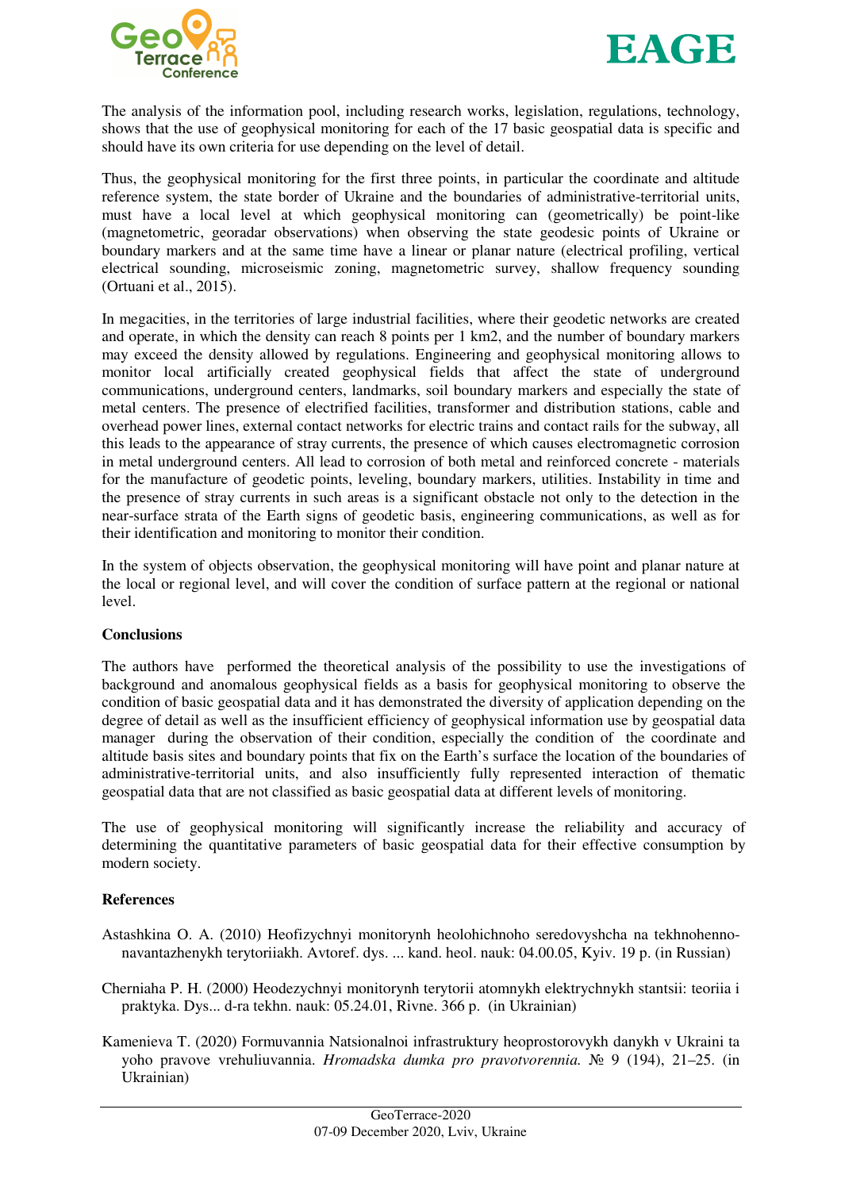The analysis of the information pool, including research works, legislation, regulations, technology, shows that the use of geophysical monitoring for each of the 17 basic geospatial data is specific and should have its own criteria for use depending on the level of detail.

Thus, the geophysical monitoring for the first three points, in particular the coordinate and altitude reference system, the state border of Ukraine and the boundaries of administrative-territorial units, must have a local level at which geophysical monitoring can (geometrically) be point-like (magnetometric, georadar observations) when observing the state geodesic points of Ukraine or boundary markers and at the same time have a linear or planar nature (electrical profiling, vertical electrical sounding, microseismic zoning, magnetometric survey, shallow frequency sounding (Ortuani et al., 2015).

In megacities, in the territories of large industrial facilities, where their geodetic networks are created and operate, in which the density can reach 8 points per 1 km2, and the number of boundary markers may exceed the density allowed by regulations. Engineering and geophysical monitoring allows to monitor local artificially created geophysical fields that affect the state of underground communications, underground centers, landmarks, soil boundary markers and especially the state of metal centers. The presence of electrified facilities, transformer and distribution stations, cable and overhead power lines, external contact networks for electric trains and contact rails for the subway, all this leads to the appearance of stray currents, the presence of which causes electromagnetic corrosion in metal underground centers. All lead to corrosion of both metal and reinforced concrete - materials for the manufacture of geodetic points, leveling, boundary markers, utilities. Instability in time and the presence of stray currents in such areas is a significant obstacle not only to the detection in the near-surface strata of the Earth signs of geodetic basis, engineering communications, as well as for their identification and monitoring to monitor their condition.

In the system of objects observation, the geophysical monitoring will have point and planar nature at the local or regional level, and will cover the condition of surface pattern at the regional or national level.

## Conclusions

The authors have performed the theoretical analysis of the possibility to use the investigations of background and anomalous geophysical fields as a basis for geophysical monitoring to observe the condition of basic geospatial data and it has demonstrated the diversity of application depending on the degree of detail as well as the insufficient efficiency of geophysical information use by geospatial data manager during the observation of their condition, especially the condition of the coordinate and altitude basis sites and boundary points that fix on the Earth's surface the location of the boundaries of administrative-territorial units, and also insufficiently fully represented interaction of thematic geospatial data that are not classified as basic geospatial data at different levels of monitoring.

The use of geophysical monitoring will significantly increase the reliability and accuracy of determining the quantitative parameters of basic geospatial data for their effective consumption by modern society.

## References

Astashkina O. A. (2010) Heofizychnyi monitorynh heolohichnoho seredovyshcha na tekhnohenno-navantazhenykh terytoriiakh. Avtoref. dys. ... kand. heol. nauk: 04.00.05, Kyiv. 19 p. (in Russian)

Cherniaha P. H. (2000) Heodezychnyi monitorynh terytorii atomnykh elektrychnykh stantsii: teoriia i praktyka. Dys... d-ra tekhn. nauk: 05.24.01, Rivne. 366 p. (in Ukrainian)

Kamenieva T. (2020) Formuvannia Natsionalnoi infrastruktury heoprostorovykh danykh v Ukraini ta yoho pravove vrehuliuvannia. *Hromadska dumka pro pravotvorennia.* № 9 (194), 21–25. (in Ukrainian)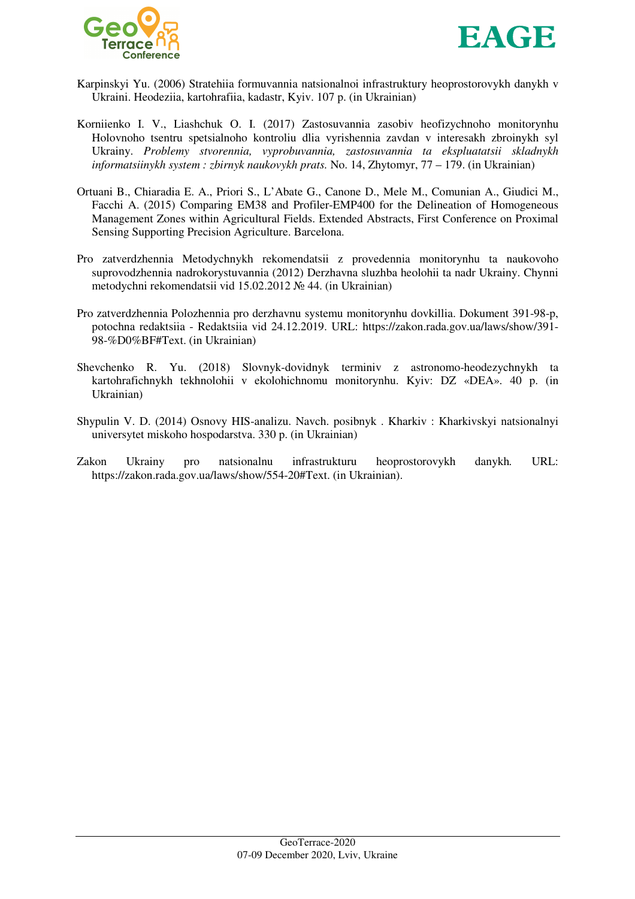Karpinskyi Yu. (2006) Stratehiia formuvannia natsionalnoi infrastruktury heoprostorovykh danykh v Ukraini. Heodeziia, kartohrafiia, kadastr, Kyiv. 107 p. (in Ukrainian)

Korniienko I. V., Liashchuk O. I. (2017) Zastosuvannia zasobiv heofizychnoho monitorynhu Holovnoho tsentru spetsialnoho kontroliu dlia vyrishennia zavdan v interesakh zbroinykh syl Ukrainy. *Problemy stvorennia, vyprobuvannia, zastosuvannia ta ekspluatatsii skladnykh informatsiinykh system : zbirnyk naukovykh prats.* No. 14, Zhytomyr, 77 – 179. (in Ukrainian)

Ortuani B., Chiaradia E. A., Priori S., L'Abate G., Canone D., Mele M., Comunian A., Giudici M., Facchi A. (2015) Comparing EM38 and Profiler-EMP400 for the Delineation of Homogeneous Management Zones within Agricultural Fields. Extended Abstracts, First Conference on Proximal Sensing Supporting Precision Agriculture. Barcelona.

Pro zatverdzhennia Metodychnykh rekomendatsii z provedennia monitorynhu ta naukovoho suprovodzhennia nadrokorystuvannia (2012) Derzhavna sluzhba heolohii ta nadr Ukrainy. Chynni metodychni rekomendatsii vid 15.02.2012 № 44. (in Ukrainian)

Pro zatverdzhennia Polozhennia pro derzhavnu systemu monitorynhu dovkillia. Dokument 391-98-p, potochna redaktsiia - Redaktsiia vid 24.12.2019. URL: https://zakon.rada.gov.ua/laws/show/391-98-%D0%BF#Text. (in Ukrainian)

Shevchenko R. Yu. (2018) Slovnyk-dovidnyk terminiv z astronomo-heodezychnykh ta kartohrafichnykh tekhnolohii v ekolohichnomu monitorynhu. Kyiv: DZ «DEA». 40 p. (in Ukrainian)

Shypulin V. D. (2014) Osnovy HIS-analizu. Navch. posibnyk . Kharkiv : Kharkivskyi natsionalnyi universytet miskoho hospodarstva. 330 p. (in Ukrainian)

Zakon Ukrainy pro natsionalnu infrastrukturu heoprostorovykh danykh. URL: https://zakon.rada.gov.ua/laws/show/554-20#Text. (in Ukrainian).